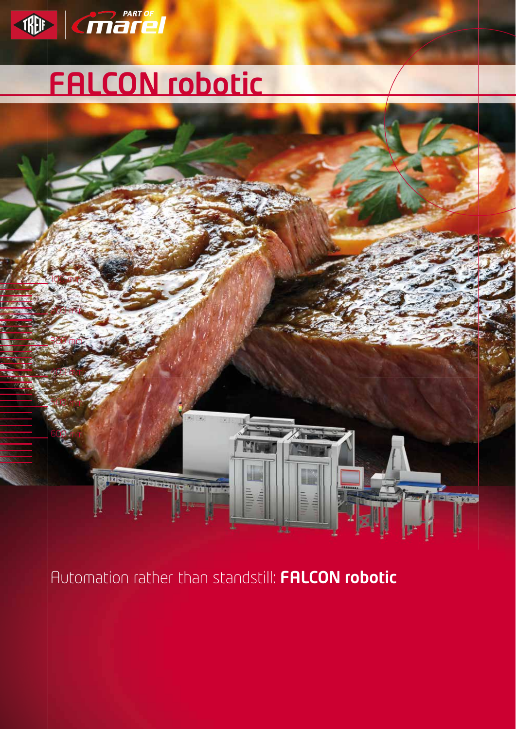# FALCON robotic

Automation rather than standstill: **FALCON robotic**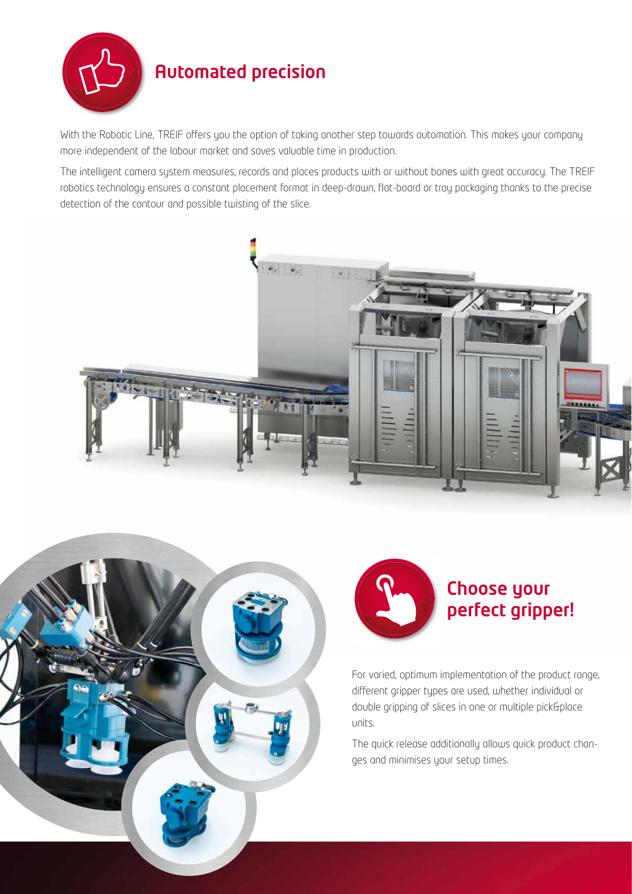## Automated precision

With the Robotic Line, TREIF offers you the option of taking another step towards automation. This makes your company more independent of the labour market and saves valuable time in production.

The intelligent camera system measures, records and places products with or without bones with great accuracy. The TREIF robotics technology ensures a constant placement format in deep-drawn, flat-board or tray packaging thanks to the precise detection of the contour and possible twisting of the slice.

## Choose your perfect gripper!

For varied, optimum implementation of the product range, different gripper types are used, whether individual or double gripping of slices in one or multiple pick&place units.

The quick release additionally allows quick product changes and minimises your setup times.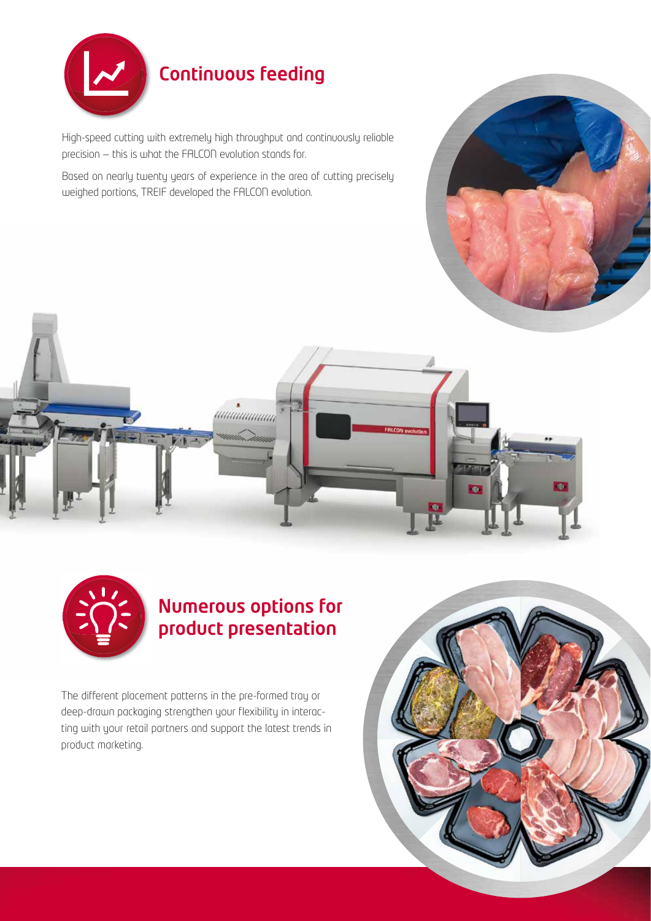## Continuous feeding

High-speed cutting with extremely high throughput and continuously reliable precision – this is what the FALCON evolution stands for.

Based on nearly twenty years of experience in the area of cutting precisely weighed portions, TREIF developed the FALCON evolution.

## Numerous options for product presentation

The different placement patterns in the pre-formed tray or deep-drawn packaging strengthen your flexibility in interacting with your retail partners and support the latest trends in product marketing.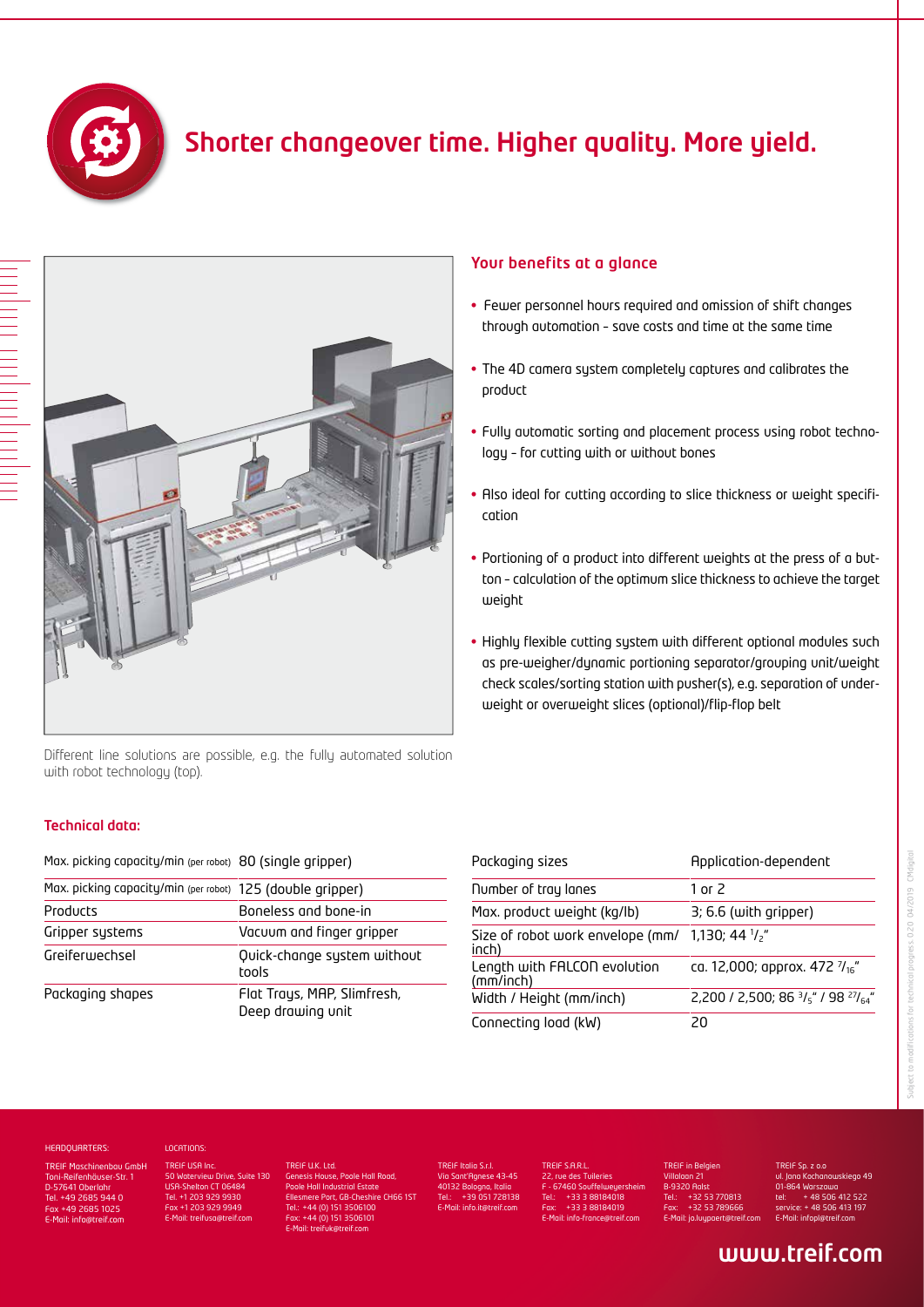# Shorter changeover time. Higher quality. More yield.

Different line solutions are possible, e.g. the fully automated solution with robot technology (top).

### Your benefits at a glance

- Fewer personnel hours required and omission of shift changes through automation – save costs and time at the same time
- The 4D camera system completely captures and calibrates the product
- Fully automatic sorting and placement process using robot technology – for cutting with or without bones
- Also ideal for cutting according to slice thickness or weight specification
- Portioning of a product into different weights at the press of a button – calculation of the optimum slice thickness to achieve the target weight
- Highly flexible cutting system with different optional modules such as pre-weigher/dynamic portioning separator/grouping unit/weight check scales/sorting station with pusher(s), e.g. separation of underweight or overweight slices (optional)/flip-flop belt

### Technical data:

| | |
|---|---|
| Max. picking capacity/min (per robot) | 80 (single gripper) |
| Max. picking capacity/min (per robot) | 125 (double gripper) |
| Products | Boneless and bone-in |
| Gripper systems | Vacuum and finger gripper |
| Greiferwechsel | Quick-change system without tools |
| Packaging shapes | Flat Trays, MAP, Slimfresh, Deep drawing unit |

| | |
|---|---|
| Packaging sizes | Application-dependent |
| Number of tray lanes | 1 or 2 |
| Max. product weight (kg/lb) | 3; 6.6 (with gripper) |
| Size of robot work envelope (mm/inch) | 1,130; 44 $^{1}/_{2}$" |
| Length with FALCON evolution (mm/inch) | ca. 12,000; approx. 472 $^{7}/_{16}$" |
| Width / Height (mm/inch) | 2,200 / 2,500; 86 $^{3}/_{5}$" / 98 $^{27}/_{64}$" |
| Connecting load (kW) | 20 |

Subject to modifications for technical progress. 020 04/2019 CMdigital

HEADQUARTERS:

TREIF Maschinenbau GmbH
Toni-Reifenhäuser-Str. 1
D-57641 Oberlahr
Tel. +49 2685 944 0
Fax +49 2685 1025
E-Mail: info@treif.com

LOCATIONS:

TREIF USA Inc.
50 Waterview Drive, Suite 130
USA-Shelton CT 06484
Tel. +1 203 929 9930
Fax +1 203 929 9949
E-Mail: treifusa@treif.com

TREIF U.K. Ltd.
Genesis House, Poole Hall Road,
Poole Hall Industrial Estate
Ellesmere Port, GB-Cheshire CH66 1ST
Tel.: +44 (0) 151 3506100
Fax: +44 (0) 151 3506101
E-Mail: treifuk@treif.com

TREIF Italia S.r.l.
Via Sant'Agnese 43-45
40132 Bologna, Italia
Tel.: +39 051 728138
E-Mail: info.it@treif.com

TREIF S.A.R.L.
22, rue des Tuileries
F - 67460 Souffelweyersheim
Tel.: +33 3 88184018
Fax: +33 3 88184019
E-Mail: info-france@treif.com

TREIF in Belgien
Villalaan 21
B-9320 Aalst
Tel.: +32 53 770813
Fax: +32 53 789666
E-Mail: jo.luypaert@treif.com

TREIF Sp. z o.o
ul. Jana Kochanowskiego 49
01-864 Warszawa
tel: + 48 506 412 522
service: + 48 506 413 197
E-Mail: infopl@treif.com

**www.treif.com**